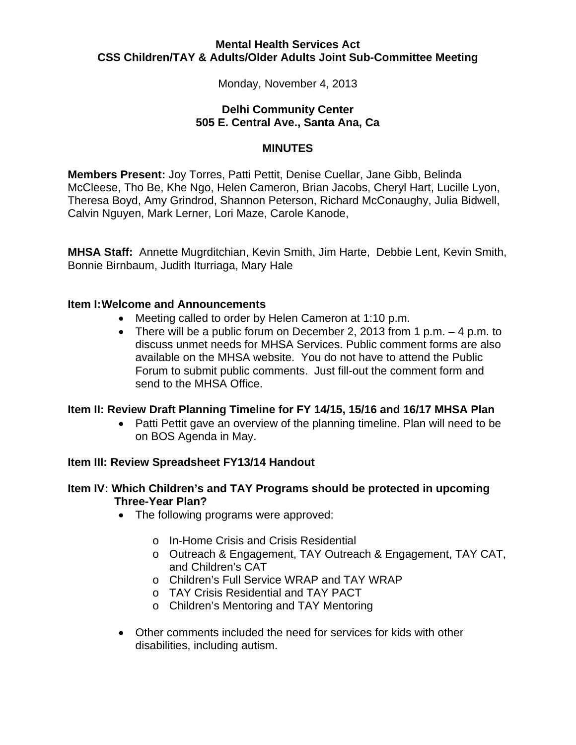**Mental Health Services Act**
**CSS Children/TAY & Adults/Older Adults Joint Sub-Committee Meeting**

Monday, November 4, 2013

**Delhi Community Center**
**505 E. Central Ave., Santa Ana, Ca**

**MINUTES**

**Members Present:** Joy Torres, Patti Pettit, Denise Cuellar, Jane Gibb, Belinda McCleese, Tho Be, Khe Ngo, Helen Cameron, Brian Jacobs, Cheryl Hart, Lucille Lyon, Theresa Boyd, Amy Grindrod, Shannon Peterson, Richard McConaughy, Julia Bidwell, Calvin Nguyen, Mark Lerner, Lori Maze, Carole Kanode,

**MHSA Staff:** Annette Mugrditchian, Kevin Smith, Jim Harte, Debbie Lent, Kevin Smith, Bonnie Birnbaum, Judith Iturriaga, Mary Hale

**Item I: Welcome and Announcements**

- Meeting called to order by Helen Cameron at 1:10 p.m.
- There will be a public forum on December 2, 2013 from 1 p.m. – 4 p.m. to discuss unmet needs for MHSA Services. Public comment forms are also available on the MHSA website. You do not have to attend the Public Forum to submit public comments. Just fill-out the comment form and send to the MHSA Office.

**Item II: Review Draft Planning Timeline for FY 14/15, 15/16 and 16/17 MHSA Plan**

- Patti Pettit gave an overview of the planning timeline. Plan will need to be on BOS Agenda in May.

**Item III: Review Spreadsheet FY13/14 Handout**

**Item IV: Which Children's and TAY Programs should be protected in upcoming Three-Year Plan?**

- The following programs were approved:
  - In-Home Crisis and Crisis Residential
  - Outreach & Engagement, TAY Outreach & Engagement, TAY CAT, and Children's CAT
  - Children's Full Service WRAP and TAY WRAP
  - TAY Crisis Residential and TAY PACT
  - Children's Mentoring and TAY Mentoring
- Other comments included the need for services for kids with other disabilities, including autism.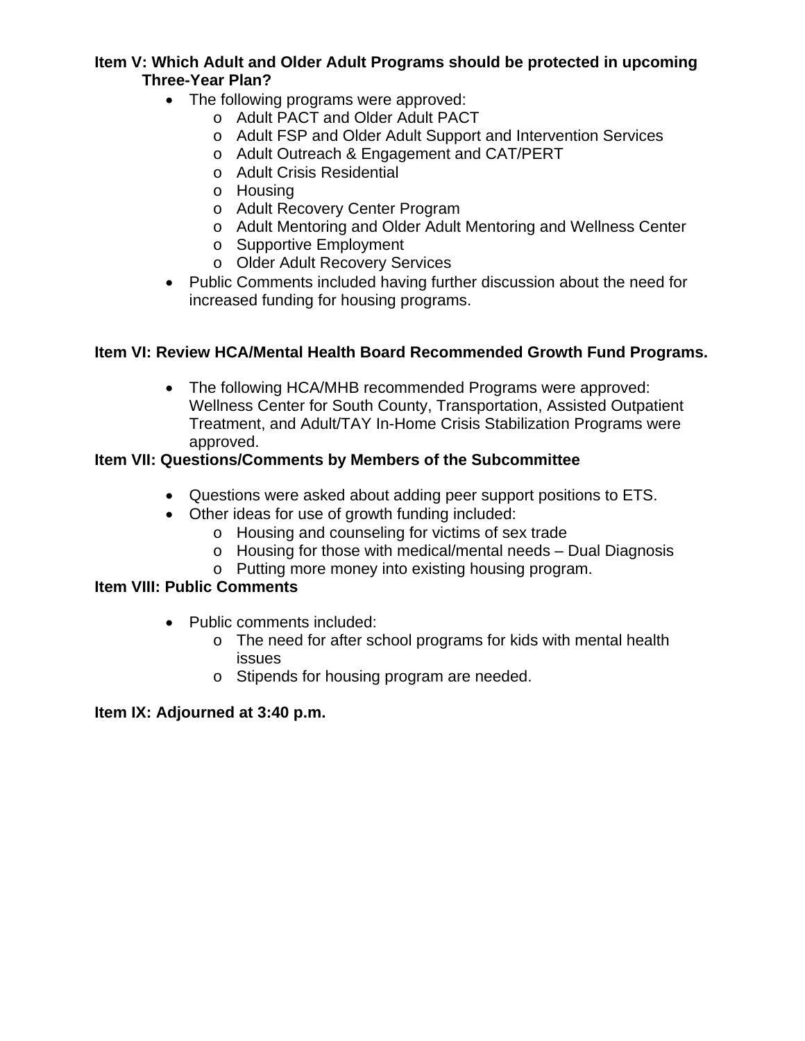**Item V: Which Adult and Older Adult Programs should be protected in upcoming Three-Year Plan?**

- The following programs were approved:
    - Adult PACT and Older Adult PACT
    - Adult FSP and Older Adult Support and Intervention Services
    - Adult Outreach & Engagement and CAT/PERT
    - Adult Crisis Residential
    - Housing
    - Adult Recovery Center Program
    - Adult Mentoring and Older Adult Mentoring and Wellness Center
    - Supportive Employment
    - Older Adult Recovery Services
- Public Comments included having further discussion about the need for increased funding for housing programs.

**Item VI: Review HCA/Mental Health Board Recommended Growth Fund Programs.**

- The following HCA/MHB recommended Programs were approved: Wellness Center for South County, Transportation, Assisted Outpatient Treatment, and Adult/TAY In-Home Crisis Stabilization Programs were approved.

**Item VII: Questions/Comments by Members of the Subcommittee**

- Questions were asked about adding peer support positions to ETS.
- Other ideas for use of growth funding included:
    - Housing and counseling for victims of sex trade
    - Housing for those with medical/mental needs – Dual Diagnosis
    - Putting more money into existing housing program.

**Item VIII: Public Comments**

- Public comments included:
    - The need for after school programs for kids with mental health issues
    - Stipends for housing program are needed.

**Item IX: Adjourned at 3:40 p.m.**